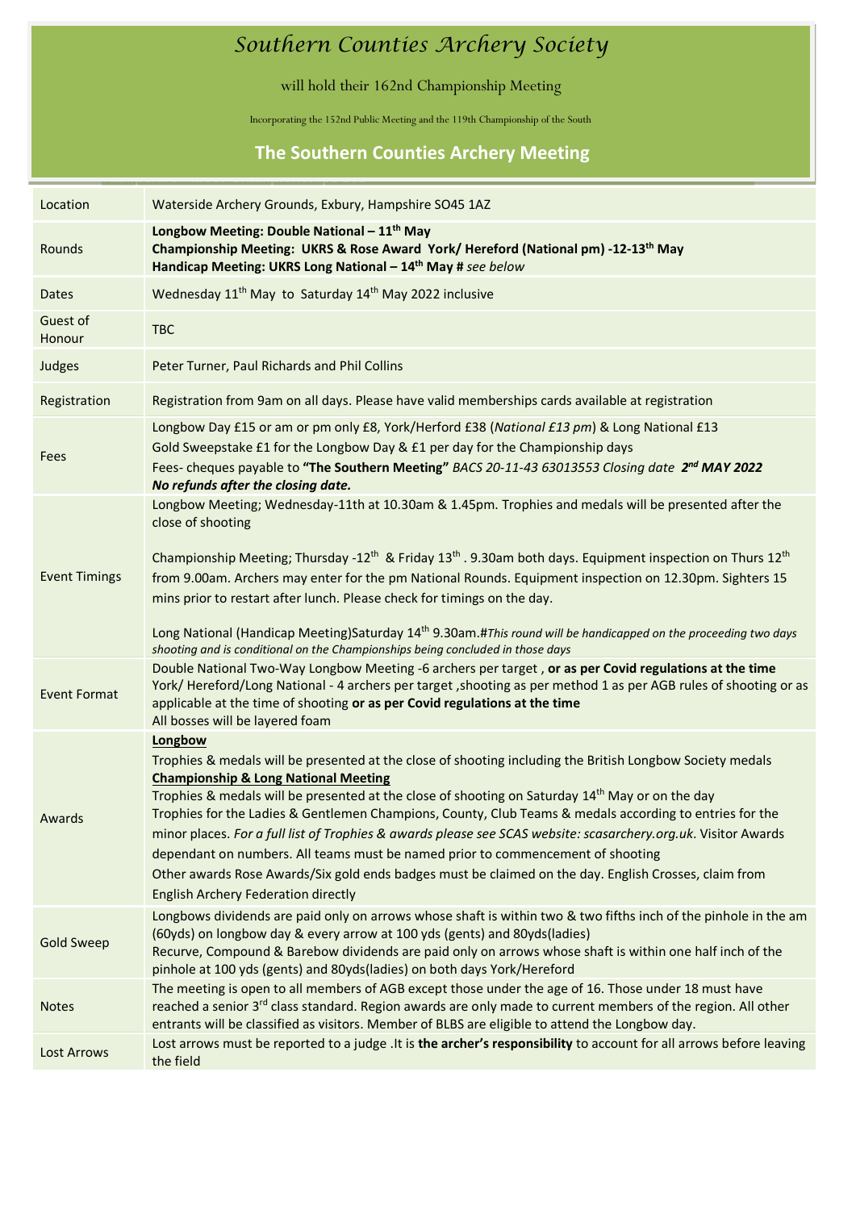# *Southern Counties Archery Society*

will hold their 162nd Championship Meeting

Incorporating the 152nd Public Meeting and the 119th Championship of the South

## The Southern Counties Archery Meeting

| | |
|---|---|
| Location | Waterside Archery Grounds, Exbury, Hampshire SO45 1AZ |
| Rounds | **Longbow Meeting: Double National – 11th May**<br>**Championship Meeting: UKRS & Rose Award York/ Hereford (National pm) -12-13th May**<br>**Handicap Meeting: UKRS Long National – 14th May #** *see below* |
| Dates | Wednesday 11th May to Saturday 14th May 2022 inclusive |
| Guest of Honour | TBC |
| Judges | Peter Turner, Paul Richards and Phil Collins |
| Registration | Registration from 9am on all days. Please have valid memberships cards available at registration |
| Fees | Longbow Day £15 or am or pm only £8, York/Herford £38 (*National £13 pm*) & Long National £13<br>Gold Sweepstake £1 for the Longbow Day & £1 per day for the Championship days<br>Fees- cheques payable to **"The Southern Meeting"** *BACS 20-11-43 63013553 Closing date* ***2nd MAY 2022***<br>***No refunds after the closing date.*** |
| Event Timings | Longbow Meeting; Wednesday-11th at 10.30am & 1.45pm. Trophies and medals will be presented after the close of shooting<br><br>Championship Meeting; Thursday -12th & Friday 13th . 9.30am both days. Equipment inspection on Thurs 12th from 9.00am. Archers may enter for the pm National Rounds. Equipment inspection on 12.30pm. Sighters 15 mins prior to restart after lunch. Please check for timings on the day.<br><br>Long National (Handicap Meeting)Saturday 14th 9.30am.#*This round will be handicapped on the proceeding two days shooting and is conditional on the Championships being concluded in those days* |
| Event Format | Double National Two-Way Longbow Meeting -6 archers per target , **or as per Covid regulations at the time**<br>York/ Hereford/Long National - 4 archers per target ,shooting as per method 1 as per AGB rules of shooting or as applicable at the time of shooting **or as per Covid regulations at the time**<br>All bosses will be layered foam |
| Awards | **Longbow**<br>Trophies & medals will be presented at the close of shooting including the British Longbow Society medals<br>**Championship & Long National Meeting**<br>Trophies & medals will be presented at the close of shooting on Saturday 14th May or on the day<br>Trophies for the Ladies & Gentlemen Champions, County, Club Teams & medals according to entries for the minor places. *For a full list of Trophies & awards please see SCAS website: scasarchery.org.uk*. Visitor Awards dependant on numbers. All teams must be named prior to commencement of shooting<br>Other awards Rose Awards/Six gold ends badges must be claimed on the day. English Crosses, claim from English Archery Federation directly |
| Gold Sweep | Longbows dividends are paid only on arrows whose shaft is within two & two fifths inch of the pinhole in the am (60yds) on longbow day & every arrow at 100 yds (gents) and 80yds(ladies)<br>Recurve, Compound & Barebow dividends are paid only on arrows whose shaft is within one half inch of the pinhole at 100 yds (gents) and 80yds(ladies) on both days York/Hereford |
| Notes | The meeting is open to all members of AGB except those under the age of 16. Those under 18 must have reached a senior 3rd class standard. Region awards are only made to current members of the region. All other entrants will be classified as visitors. Member of BLBS are eligible to attend the Longbow day. |
| Lost Arrows | Lost arrows must be reported to a judge .It is **the archer's responsibility** to account for all arrows before leaving the field |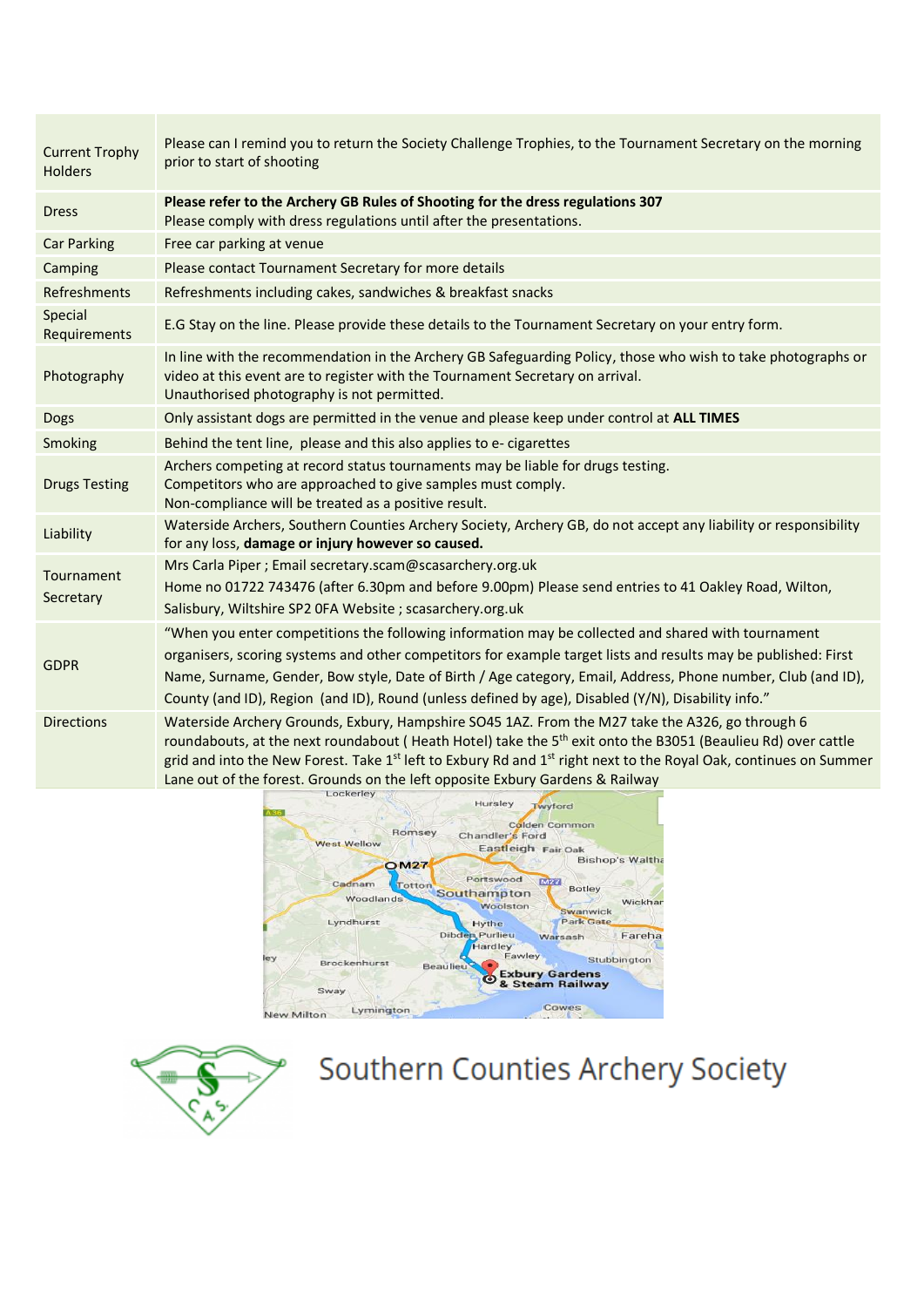| | |
|---|---|
| Current Trophy Holders | Please can I remind you to return the Society Challenge Trophies, to the Tournament Secretary on the morning prior to start of shooting |
| Dress | **Please refer to the Archery GB Rules of Shooting for the dress regulations 307** Please comply with dress regulations until after the presentations. |
| Car Parking | Free car parking at venue |
| Camping | Please contact Tournament Secretary for more details |
| Refreshments | Refreshments including cakes, sandwiches & breakfast snacks |
| Special Requirements | E.G Stay on the line. Please provide these details to the Tournament Secretary on your entry form. |
| Photography | In line with the recommendation in the Archery GB Safeguarding Policy, those who wish to take photographs or video at this event are to register with the Tournament Secretary on arrival. Unauthorised photography is not permitted. |
| Dogs | Only assistant dogs are permitted in the venue and please keep under control at **ALL TIMES** |
| Smoking | Behind the tent line, please and this also applies to e- cigarettes |
| Drugs Testing | Archers competing at record status tournaments may be liable for drugs testing. Competitors who are approached to give samples must comply. Non-compliance will be treated as a positive result. |
| Liability | Waterside Archers, Southern Counties Archery Society, Archery GB, do not accept any liability or responsibility for any loss, **damage or injury however so caused.** |
| Tournament Secretary | Mrs Carla Piper ; Email secretary.scam@scasarchery.org.uk Home no 01722 743476 (after 6.30pm and before 9.00pm) Please send entries to 41 Oakley Road, Wilton, Salisbury, Wiltshire SP2 0FA Website ; scasarchery.org.uk |
| GDPR | "When you enter competitions the following information may be collected and shared with tournament organisers, scoring systems and other competitors for example target lists and results may be published: First Name, Surname, Gender, Bow style, Date of Birth / Age category, Email, Address, Phone number, Club (and ID), County (and ID), Region (and ID), Round (unless defined by age), Disabled (Y/N), Disability info." |
| Directions | Waterside Archery Grounds, Exbury, Hampshire SO45 1AZ. From the M27 take the A326, go through 6 roundabouts, at the next roundabout ( Heath Hotel) take the 5th exit onto the B3051 (Beaulieu Rd) over cattle grid and into the New Forest. Take 1st left to Exbury Rd and 1st right next to the Royal Oak, continues on Summer Lane out of the forest. Grounds on the left opposite Exbury Gardens & Railway |

Southern Counties Archery Society